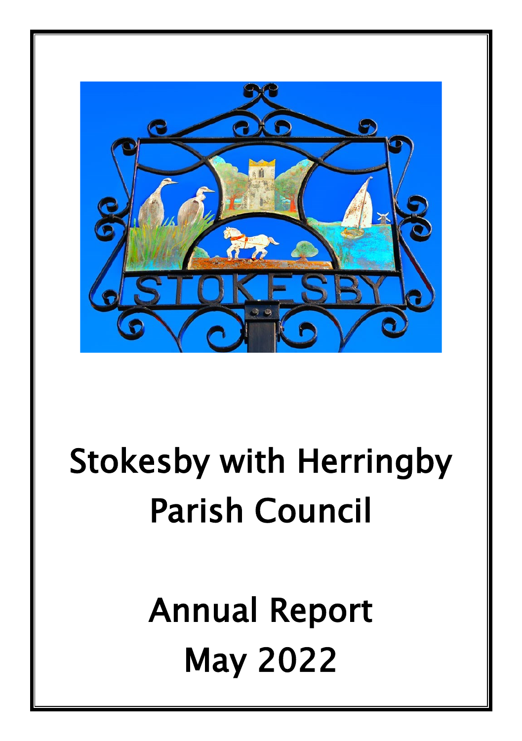# Stokesby with Herringby Parish Council

# Annual Report May 2022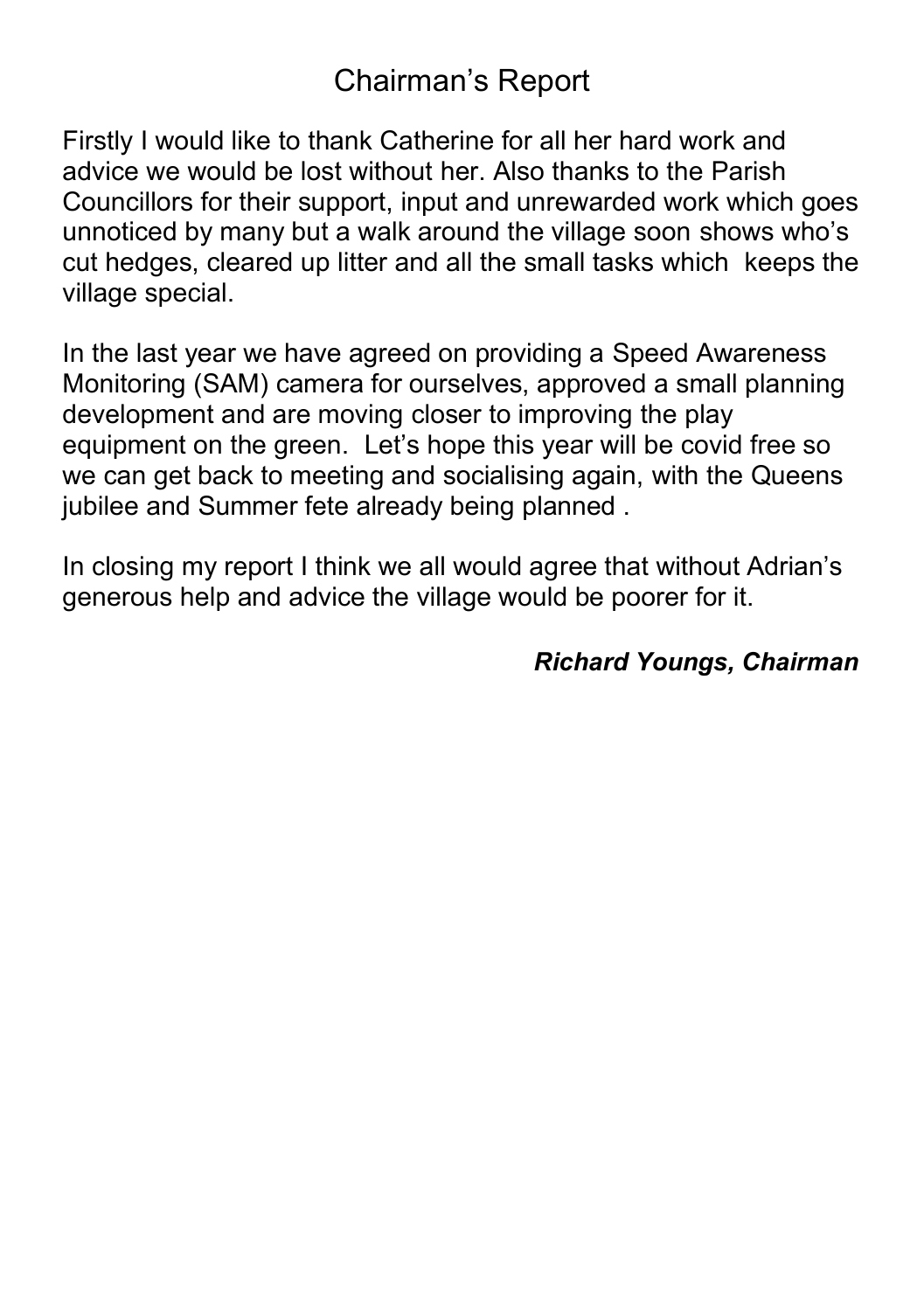# Chairman's Report

Firstly I would like to thank Catherine for all her hard work and advice we would be lost without her. Also thanks to the Parish Councillors for their support, input and unrewarded work which goes unnoticed by many but a walk around the village soon shows who's cut hedges, cleared up litter and all the small tasks which keeps the village special.

In the last year we have agreed on providing a Speed Awareness Monitoring (SAM) camera for ourselves, approved a small planning development and are moving closer to improving the play equipment on the green. Let's hope this year will be covid free so we can get back to meeting and socialising again, with the Queens jubilee and Summer fete already being planned .

In closing my report I think we all would agree that without Adrian's generous help and advice the village would be poorer for it.

***Richard Youngs, Chairman***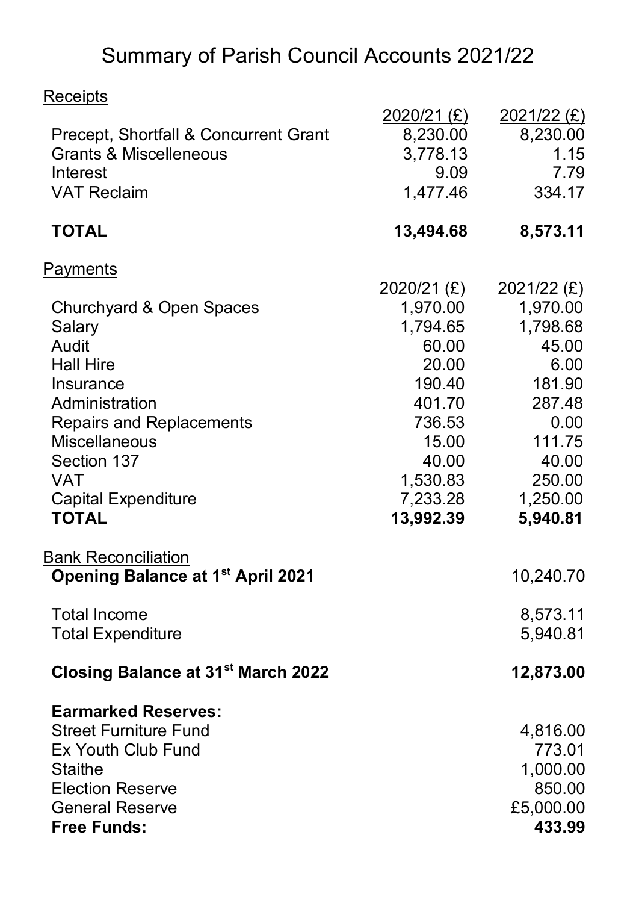# Summary of Parish Council Accounts 2021/22

<u>Receipts</u>

| | 2020/21 (£) | 2021/22 (£) |
|---|---|---|
| Precept, Shortfall & Concurrent Grant | 8,230.00 | 8,230.00 |
| Grants & Miscelleneous | 3,778.13 | 1.15 |
| Interest | 9.09 | 7.79 |
| VAT Reclaim | 1,477.46 | 334.17 |
| **TOTAL** | **13,494.68** | **8,573.11** |

<u>Payments</u>

| | 2020/21 (£) | 2021/22 (£) |
|---|---|---|
| Churchyard & Open Spaces | 1,970.00 | 1,970.00 |
| Salary | 1,794.65 | 1,798.68 |
| Audit | 60.00 | 45.00 |
| Hall Hire | 20.00 | 6.00 |
| Insurance | 190.40 | 181.90 |
| Administration | 401.70 | 287.48 |
| Repairs and Replacements | 736.53 | 0.00 |
| Miscellaneous | 15.00 | 111.75 |
| Section 137 | 40.00 | 40.00 |
| VAT | 1,530.83 | 250.00 |
| Capital Expenditure | 7,233.28 | 1,250.00 |
| **TOTAL** | **13,992.39** | **5,940.81** |

<u>Bank Reconciliation</u>

| | |
|---|---|
| **Opening Balance at 1st April 2021** | 10,240.70 |
| Total Income | 8,573.11 |
| Total Expenditure | 5,940.81 |
| **Closing Balance at 31st March 2022** | **12,873.00** |

**Earmarked Reserves:**

| | |
|---|---|
| Street Furniture Fund | 4,816.00 |
| Ex Youth Club Fund | 773.01 |
| Staithe | 1,000.00 |
| Election Reserve | 850.00 |
| General Reserve | £5,000.00 |
| **Free Funds:** | **433.99** |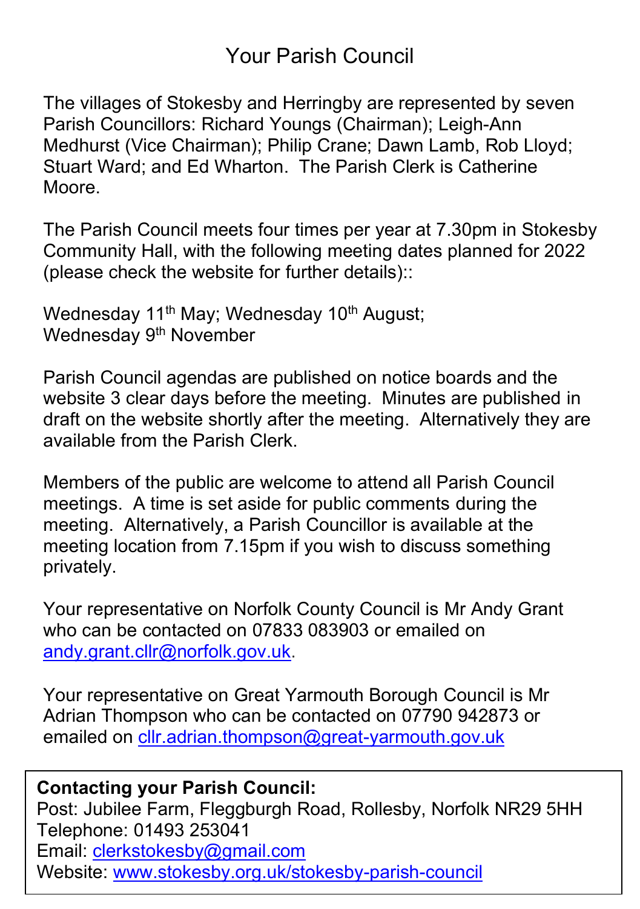# Your Parish Council

The villages of Stokesby and Herringby are represented by seven Parish Councillors: Richard Youngs (Chairman); Leigh-Ann Medhurst (Vice Chairman); Philip Crane; Dawn Lamb, Rob Lloyd; Stuart Ward; and Ed Wharton. The Parish Clerk is Catherine Moore.

The Parish Council meets four times per year at 7.30pm in Stokesby Community Hall, with the following meeting dates planned for 2022 (please check the website for further details)::

Wednesday 11th May; Wednesday 10th August;
Wednesday 9th November

Parish Council agendas are published on notice boards and the website 3 clear days before the meeting. Minutes are published in draft on the website shortly after the meeting. Alternatively they are available from the Parish Clerk.

Members of the public are welcome to attend all Parish Council meetings. A time is set aside for public comments during the meeting. Alternatively, a Parish Councillor is available at the meeting location from 7.15pm if you wish to discuss something privately.

Your representative on Norfolk County Council is Mr Andy Grant who can be contacted on 07833 083903 or emailed on andy.grant.cllr@norfolk.gov.uk.

Your representative on Great Yarmouth Borough Council is Mr Adrian Thompson who can be contacted on 07790 942873 or emailed on cllr.adrian.thompson@great-yarmouth.gov.uk

**Contacting your Parish Council:**
Post: Jubilee Farm, Fleggburgh Road, Rollesby, Norfolk NR29 5HH
Telephone: 01493 253041
Email: clerkstokesby@gmail.com
Website: www.stokesby.org.uk/stokesby-parish-council